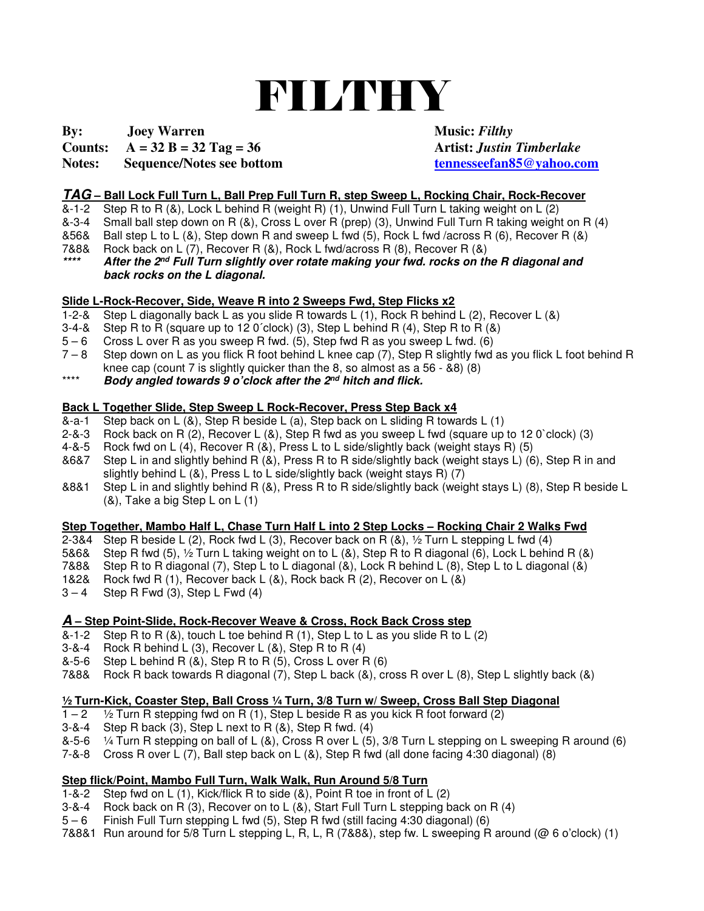# FILTHY

**By:** **Joey Warren**
**Counts:** **A = 32 B = 32 Tag = 36**
**Notes:** **Sequence/Notes see bottom**

**Music:** ***Filthy***
**Artist:** ***Justin Timberlake***
**tennesseefan85@yahoo.com**

## ***TAG*** – Ball Lock Full Turn L, Ball Prep Full Turn R, step Sweep L, Rocking Chair, Rock-Recover

&-1-2 Step R to R (&), Lock L behind R (weight R) (1), Unwind Full Turn L taking weight on L (2)
&-3-4 Small ball step down on R (&), Cross L over R (prep) (3), Unwind Full Turn R taking weight on R (4)
&56& Ball step L to L (&), Step down R and sweep L fwd (5), Rock L fwd /across R (6), Recover R (&)
7&8& Rock back on L (7), Recover R (&), Rock L fwd/across R (8), Recover R (&)
**** ***After the 2nd Full Turn slightly over rotate making your fwd. rocks on the R diagonal and back rocks on the L diagonal.***

**Slide L-Rock-Recover, Side, Weave R into 2 Sweeps Fwd, Step Flicks x2**

1-2-& Step L diagonally back L as you slide R towards L (1), Rock R behind L (2), Recover L (&)
3-4-& Step R to R (square up to 12 0´clock) (3), Step L behind R (4), Step R to R (&)
5 – 6 Cross L over R as you sweep R fwd. (5), Step fwd R as you sweep L fwd. (6)
7 – 8 Step down on L as you flick R foot behind L knee cap (7), Step R slightly fwd as you flick L foot behind R knee cap (count 7 is slightly quicker than the 8, so almost as a 56 - &8) (8)
**** ***Body angled towards 9 o'clock after the 2nd hitch and flick.***

**Back L Together Slide, Step Sweep L Rock-Recover, Press Step Back x4**

&-a-1 Step back on L (&), Step R beside L (a), Step back on L sliding R towards L (1)
2-&-3 Rock back on R (2), Recover L (&), Step R fwd as you sweep L fwd (square up to 12 0`clock) (3)
4-&-5 Rock fwd on L (4), Recover R (&), Press L to L side/slightly back (weight stays R) (5)
&6&7 Step L in and slightly behind R (&), Press R to R side/slightly back (weight stays L) (6), Step R in and slightly behind L (&), Press L to L side/slightly back (weight stays R) (7)
&8&1 Step L in and slightly behind R (&), Press R to R side/slightly back (weight stays L) (8), Step R beside L (&), Take a big Step L on L (1)

**Step Together, Mambo Half L, Chase Turn Half L into 2 Step Locks – Rocking Chair 2 Walks Fwd**

2-3&4 Step R beside L (2), Rock fwd L (3), Recover back on R (&), ½ Turn L stepping L fwd (4)
5&6& Step R fwd (5), ½ Turn L taking weight on to L (&), Step R to R diagonal (6), Lock L behind R (&)
7&8& Step R to R diagonal (7), Step L to L diagonal (&), Lock R behind L (8), Step L to L diagonal (&)
1&2& Rock fwd R (1), Recover back L (&), Rock back R (2), Recover on L (&)
3 – 4 Step R Fwd (3), Step L Fwd (4)

## ***A*** – Step Point-Slide, Rock-Recover Weave & Cross, Rock Back Cross step

&-1-2 Step R to R (&), touch L toe behind R (1), Step L to L as you slide R to L (2)
3-&-4 Rock R behind L (3), Recover L (&), Step R to R (4)
&-5-6 Step L behind R (&), Step R to R (5), Cross L over R (6)
7&8& Rock R back towards R diagonal (7), Step L back (&), cross R over L (8), Step L slightly back (&)

**½ Turn-Kick, Coaster Step, Ball Cross ¼ Turn, 3/8 Turn w/ Sweep, Cross Ball Step Diagonal**

1 – 2 ½ Turn R stepping fwd on R (1), Step L beside R as you kick R foot forward (2)
3-&-4 Step R back (3), Step L next to R (&), Step R fwd. (4)
&-5-6 ¼ Turn R stepping on ball of L (&), Cross R over L (5), 3/8 Turn L stepping on L sweeping R around (6)
7-&-8 Cross R over L (7), Ball step back on L (&), Step R fwd (all done facing 4:30 diagonal) (8)

**Step flick/Point, Mambo Full Turn, Walk Walk, Run Around 5/8 Turn**

1-&-2 Step fwd on L (1), Kick/flick R to side (&), Point R toe in front of L (2)
3-&-4 Rock back on R (3), Recover on to L (&), Start Full Turn L stepping back on R (4)
5 – 6 Finish Full Turn stepping L fwd (5), Step R fwd (still facing 4:30 diagonal) (6)
7&8&1 Run around for 5/8 Turn L stepping L, R, L, R (7&8&), step fw. L sweeping R around (@ 6 o'clock) (1)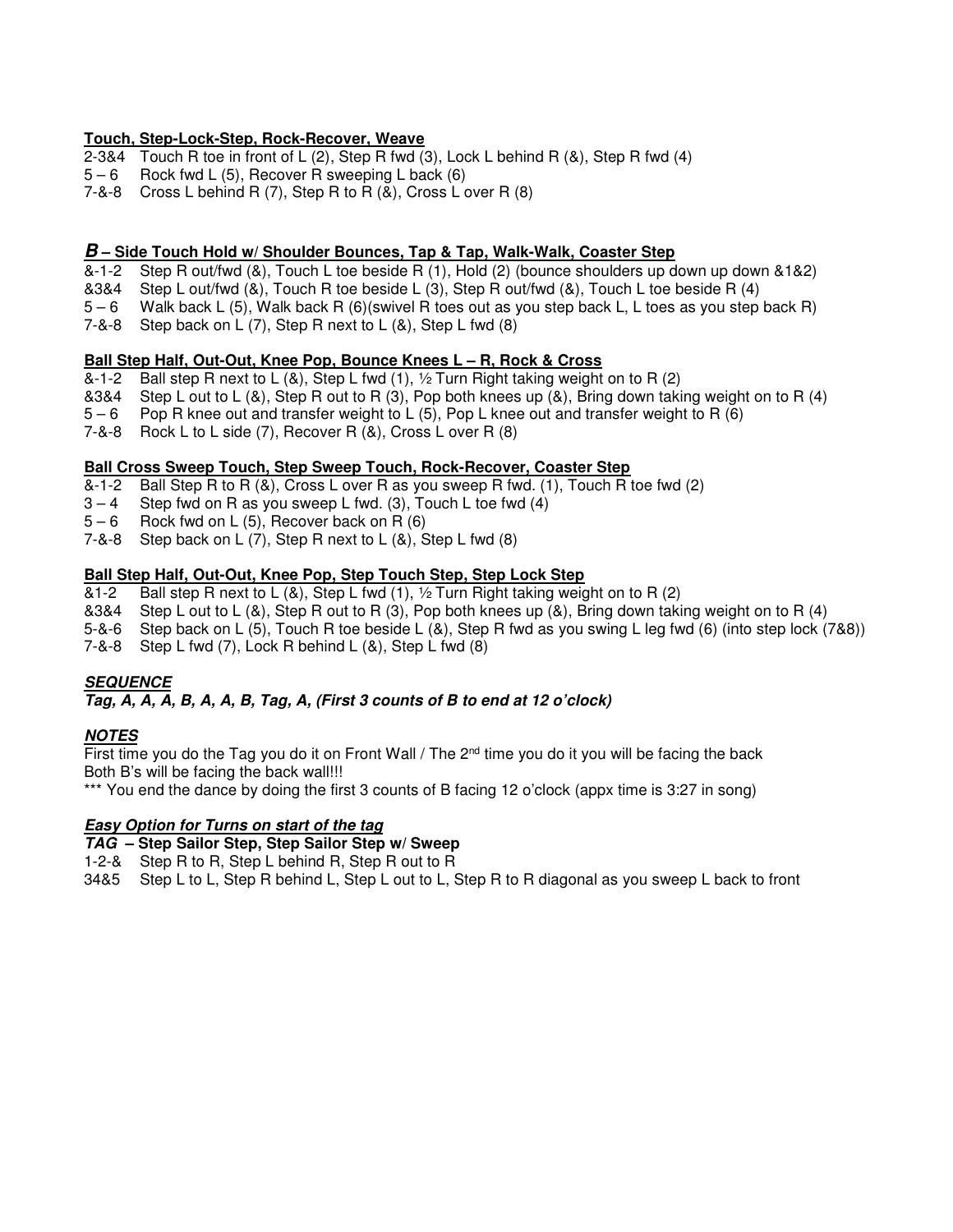**Touch, Step-Lock-Step, Rock-Recover, Weave**

2-3&4 Touch R toe in front of L (2), Step R fwd (3), Lock L behind R (&), Step R fwd (4)
5 – 6 Rock fwd L (5), Recover R sweeping L back (6)
7-&-8 Cross L behind R (7), Step R to R (&), Cross L over R (8)

***B* – Side Touch Hold w/ Shoulder Bounces, Tap & Tap, Walk-Walk, Coaster Step**

&-1-2 Step R out/fwd (&), Touch L toe beside R (1), Hold (2) (bounce shoulders up down up down &1&2)
&3&4 Step L out/fwd (&), Touch R toe beside L (3), Step R out/fwd (&), Touch L toe beside R (4)
5 – 6 Walk back L (5), Walk back R (6)(swivel R toes out as you step back L, L toes as you step back R)
7-&-8 Step back on L (7), Step R next to L (&), Step L fwd (8)

**Ball Step Half, Out-Out, Knee Pop, Bounce Knees L – R, Rock & Cross**

&-1-2 Ball step R next to L (&), Step L fwd (1), ½ Turn Right taking weight on to R (2)
&3&4 Step L out to L (&), Step R out to R (3), Pop both knees up (&), Bring down taking weight on to R (4)
5 – 6 Pop R knee out and transfer weight to L (5), Pop L knee out and transfer weight to R (6)
7-&-8 Rock L to L side (7), Recover R (&), Cross L over R (8)

**Ball Cross Sweep Touch, Step Sweep Touch, Rock-Recover, Coaster Step**

&-1-2 Ball Step R to R (&), Cross L over R as you sweep R fwd. (1), Touch R toe fwd (2)
3 – 4 Step fwd on R as you sweep L fwd. (3), Touch L toe fwd (4)
5 – 6 Rock fwd on L (5), Recover back on R (6)
7-&-8 Step back on L (7), Step R next to L (&), Step L fwd (8)

**Ball Step Half, Out-Out, Knee Pop, Step Touch Step, Step Lock Step**

&1-2 Ball step R next to L (&), Step L fwd (1), ½ Turn Right taking weight on to R (2)
&3&4 Step L out to L (&), Step R out to R (3), Pop both knees up (&), Bring down taking weight on to R (4)
5-&-6 Step back on L (5), Touch R toe beside L (&), Step R fwd as you swing L leg fwd (6) (into step lock (7&8))
7-&-8 Step L fwd (7), Lock R behind L (&), Step L fwd (8)

***SEQUENCE***

***Tag, A, A, A, B, A, A, B, Tag, A, (First 3 counts of B to end at 12 o'clock)***

***NOTES***

First time you do the Tag you do it on Front Wall / The 2nd time you do it you will be facing the back
Both B's will be facing the back wall!!!
*** You end the dance by doing the first 3 counts of B facing 12 o'clock (appx time is 3:27 in song)

***Easy Option for Turns on start of the tag***

***TAG* – Step Sailor Step, Step Sailor Step w/ Sweep**

1-2-& Step R to R, Step L behind R, Step R out to R
34&5 Step L to L, Step R behind L, Step L out to L, Step R to R diagonal as you sweep L back to front